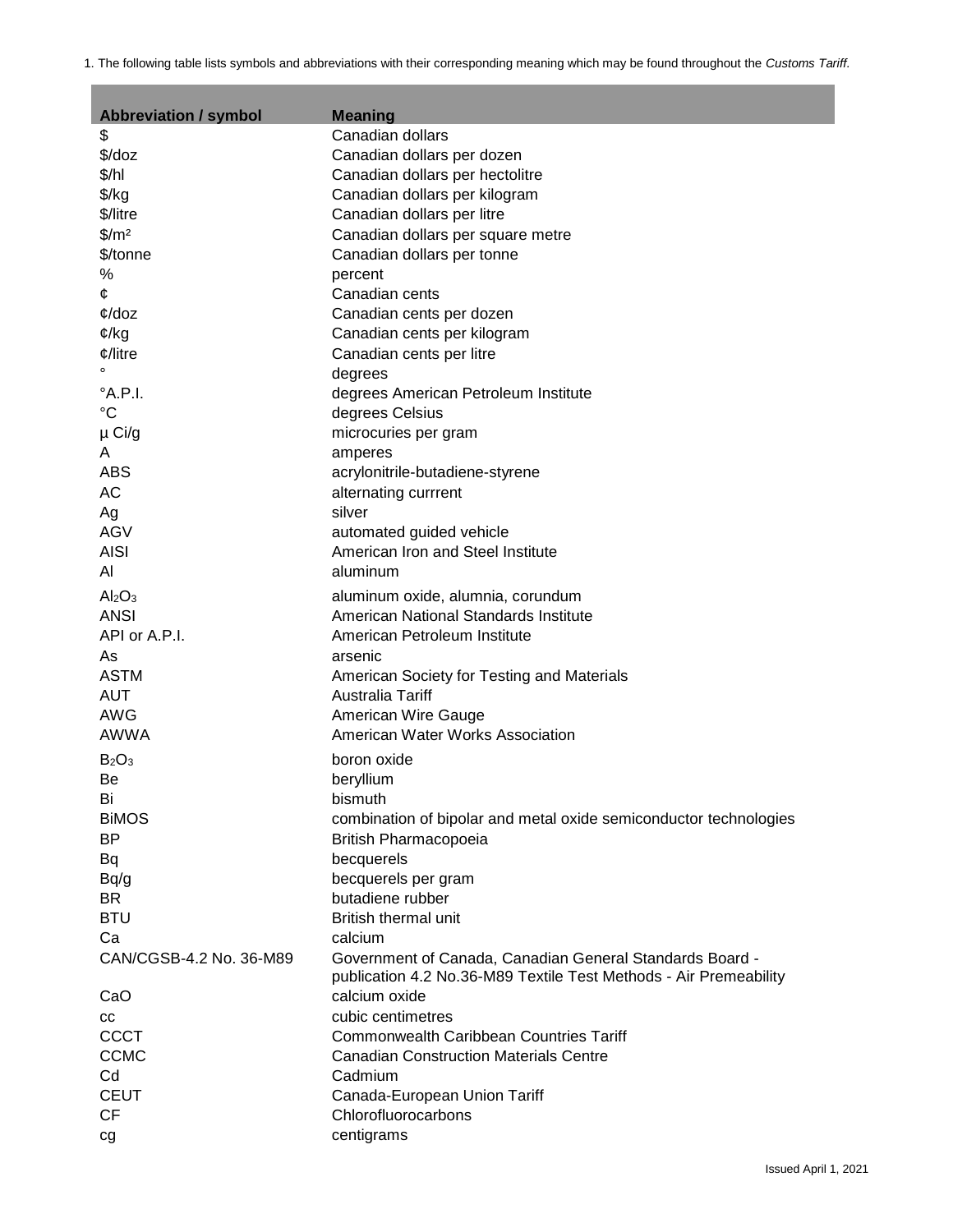1. The following table lists symbols and abbreviations with their corresponding meaning which may be found throughout the *Customs Tariff*.

| Abbreviation / symbol | Meaning |
|---|---|
| $ | Canadian dollars |
| $/doz | Canadian dollars per dozen |
| $/hl | Canadian dollars per hectolitre |
| $/kg | Canadian dollars per kilogram |
| $/litre | Canadian dollars per litre |
| $/m² | Canadian dollars per square metre |
| $/tonne | Canadian dollars per tonne |
| % | percent |
| ¢ | Canadian cents |
| ¢/doz | Canadian cents per dozen |
| ¢/kg | Canadian cents per kilogram |
| ¢/litre | Canadian cents per litre |
| ° | degrees |
| °A.P.I. | degrees American Petroleum Institute |
| °C | degrees Celsius |
| µ Ci/g | microcuries per gram |
| A | amperes |
| ABS | acrylonitrile-butadiene-styrene |
| AC | alternating currrent |
| Ag | silver |
| AGV | automated guided vehicle |
| AISI | American Iron and Steel Institute |
| Al | aluminum |
| $Al_2O_3$ | aluminum oxide, alumnia, corundum |
| ANSI | American National Standards Institute |
| API or A.P.I. | American Petroleum Institute |
| As | arsenic |
| ASTM | American Society for Testing and Materials |
| AUT | Australia Tariff |
| AWG | American Wire Gauge |
| AWWA | American Water Works Association |
| $B_2O_3$ | boron oxide |
| Be | beryllium |
| Bi | bismuth |
| BiMOS | combination of bipolar and metal oxide semiconductor technologies |
| BP | British Pharmacopoeia |
| Bq | becquerels |
| Bq/g | becquerels per gram |
| BR | butadiene rubber |
| BTU | British thermal unit |
| Ca | calcium |
| CAN/CGSB-4.2 No. 36-M89 | Government of Canada, Canadian General Standards Board - publication 4.2 No.36-M89 Textile Test Methods - Air Premeability |
| CaO | calcium oxide |
| cc | cubic centimetres |
| CCCT | Commonwealth Caribbean Countries Tariff |
| CCMC | Canadian Construction Materials Centre |
| Cd | Cadmium |
| CEUT | Canada-European Union Tariff |
| CF | Chlorofluorocarbons |
| cg | centigrams |

Issued April 1, 2021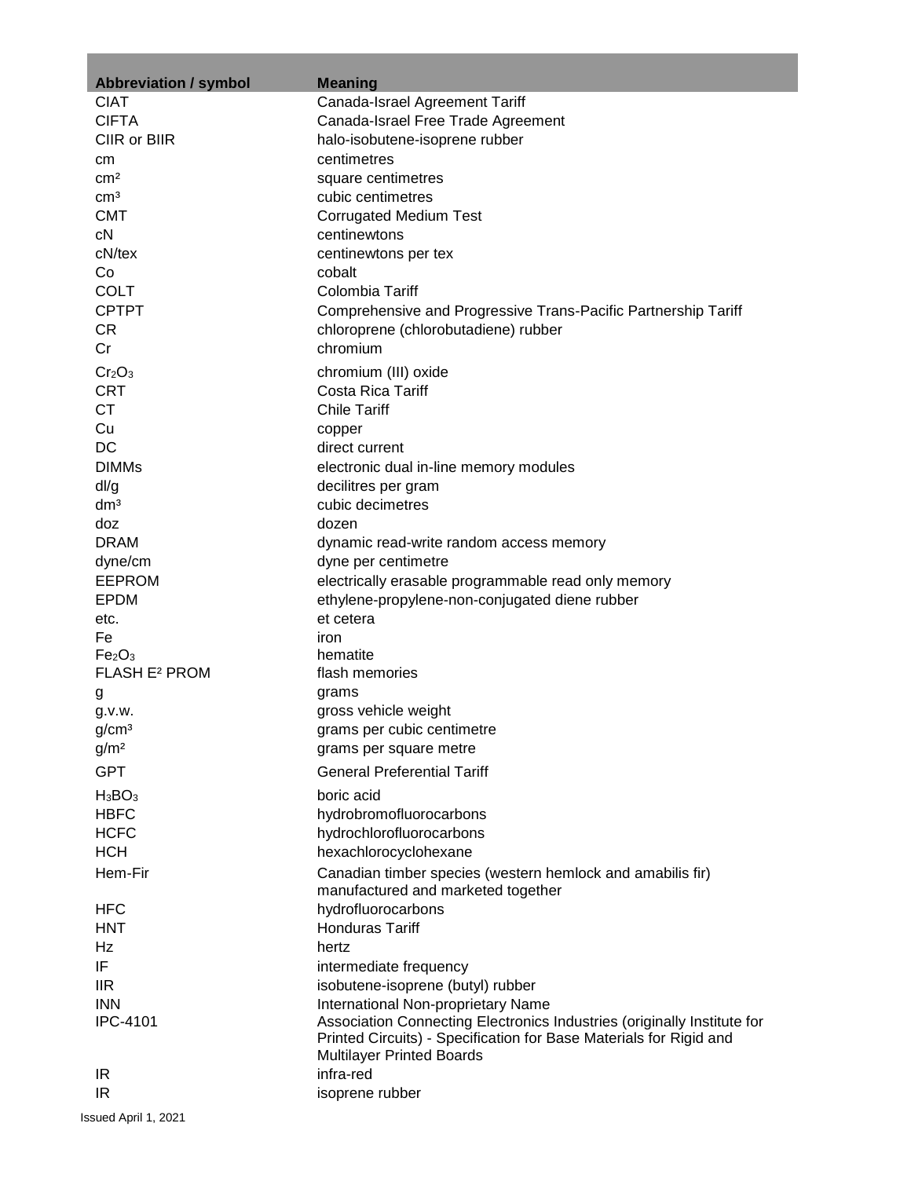| Abbreviation / symbol | Meaning |
|---|---|
| CIAT | Canada-Israel Agreement Tariff |
| CIFTA | Canada-Israel Free Trade Agreement |
| CIIR or BIIR | halo-isobutene-isoprene rubber |
| cm | centimetres |
| $cm^2$ | square centimetres |
| $cm^3$ | cubic centimetres |
| CMT | Corrugated Medium Test |
| cN | centinewtons |
| cN/tex | centinewtons per tex |
| Co | cobalt |
| COLT | Colombia Tariff |
| CPTPT | Comprehensive and Progressive Trans-Pacific Partnership Tariff |
| CR | chloroprene (chlorobutadiene) rubber |
| Cr | chromium |
| $Cr_2O_3$ | chromium (III) oxide |
| CRT | Costa Rica Tariff |
| CT | Chile Tariff |
| Cu | copper |
| DC | direct current |
| DIMMs | electronic dual in-line memory modules |
| dl/g | decilitres per gram |
| $dm^3$ | cubic decimetres |
| doz | dozen |
| DRAM | dynamic read-write random access memory |
| dyne/cm | dyne per centimetre |
| EEPROM | electrically erasable programmable read only memory |
| EPDM | ethylene-propylene-non-conjugated diene rubber |
| etc. | et cetera |
| Fe | iron |
| $Fe_2O_3$ | hematite |
| FLASH $E^2$ PROM | flash memories |
| g | grams |
| g.v.w. | gross vehicle weight |
| $g/cm^3$ | grams per cubic centimetre |
| $g/m^2$ | grams per square metre |
| GPT | General Preferential Tariff |
| $H_3BO_3$ | boric acid |
| HBFC | hydrobromofluorocarbons |
| HCFC | hydrochlorofluorocarbons |
| HCH | hexachlorocyclohexane |
| Hem-Fir | Canadian timber species (western hemlock and amabilis fir) manufactured and marketed together |
| HFC | hydrofluorocarbons |
| HNT | Honduras Tariff |
| Hz | hertz |
| IF | intermediate frequency |
| IIR | isobutene-isoprene (butyl) rubber |
| INN | International Non-proprietary Name |
| IPC-4101 | Association Connecting Electronics Industries (originally Institute for Printed Circuits) - Specification for Base Materials for Rigid and Multilayer Printed Boards |
| IR | infra-red |
| IR | isoprene rubber |

Issued April 1, 2021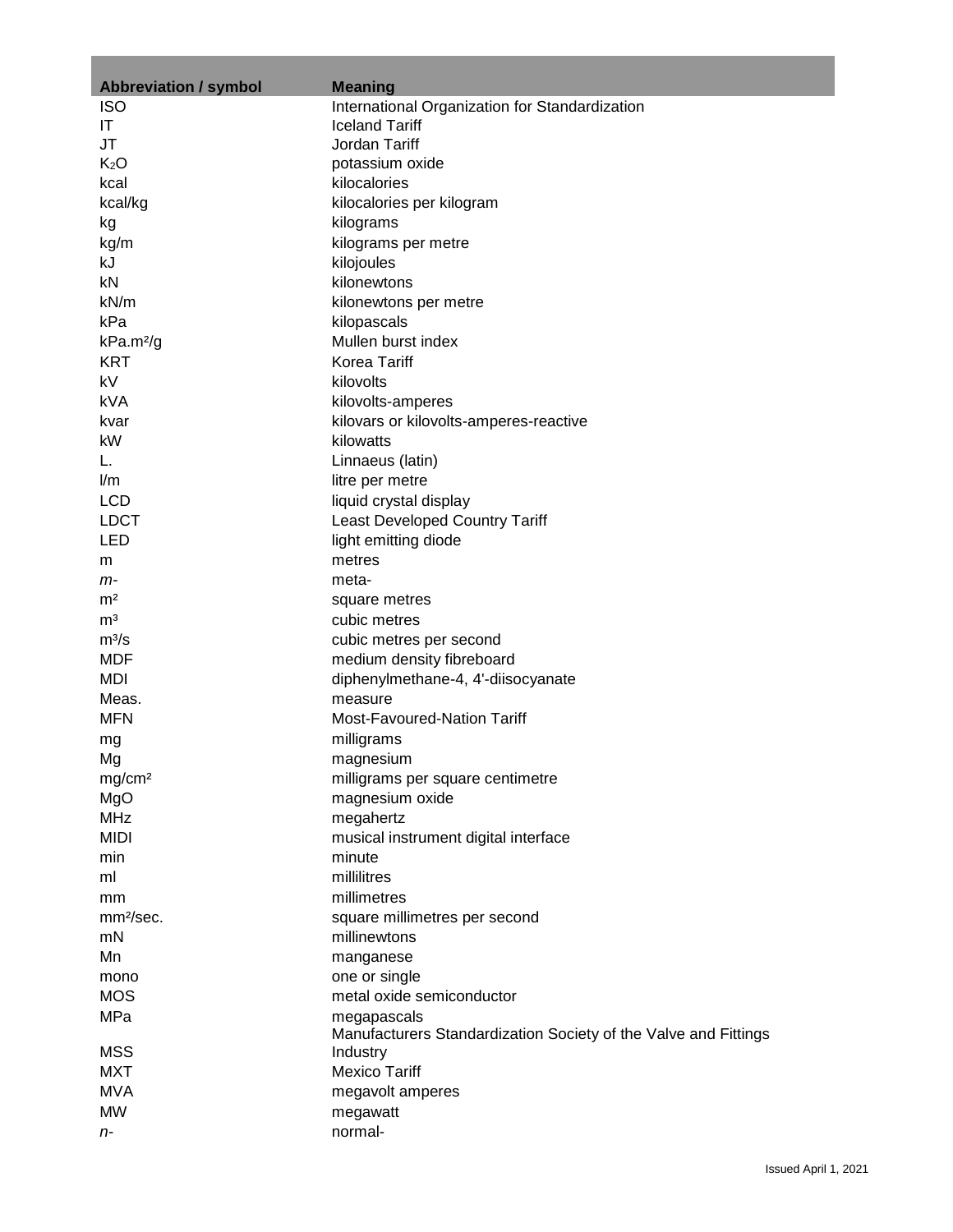| Abbreviation / symbol | Meaning |
| --- | --- |
| ISO | International Organization for Standardization |
| IT | Iceland Tariff |
| JT | Jordan Tariff |
| $K_2O$ | potassium oxide |
| kcal | kilocalories |
| kcal/kg | kilocalories per kilogram |
| kg | kilograms |
| kg/m | kilograms per metre |
| kJ | kilojoules |
| kN | kilonewtons |
| kN/m | kilonewtons per metre |
| kPa | kilopascals |
| $kPa.m^2/g$ | Mullen burst index |
| KRT | Korea Tariff |
| kV | kilovolts |
| kVA | kilovolts-amperes |
| kvar | kilovars or kilovolts-amperes-reactive |
| kW | kilowatts |
| L. | Linnaeus (latin) |
| l/m | litre per metre |
| LCD | liquid crystal display |
| LDCT | Least Developed Country Tariff |
| LED | light emitting diode |
| m | metres |
| *m*- | meta- |
| $m^2$ | square metres |
| $m^3$ | cubic metres |
| $m^3/s$ | cubic metres per second |
| MDF | medium density fibreboard |
| MDI | diphenylmethane-4, 4'-diisocyanate |
| Meas. | measure |
| MFN | Most-Favoured-Nation Tariff |
| mg | milligrams |
| Mg | magnesium |
| $mg/cm^2$ | milligrams per square centimetre |
| MgO | magnesium oxide |
| MHz | megahertz |
| MIDI | musical instrument digital interface |
| min | minute |
| ml | millilitres |
| mm | millimetres |
| $mm^2/sec.$ | square millimetres per second |
| mN | millinewtons |
| Mn | manganese |
| mono | one or single |
| MOS | metal oxide semiconductor |
| MPa | megapascals |
| MSS | Manufacturers Standardization Society of the Valve and Fittings Industry |
| MXT | Mexico Tariff |
| MVA | megavolt amperes |
| MW | megawatt |
| *n*- | normal- |

Issued April 1, 2021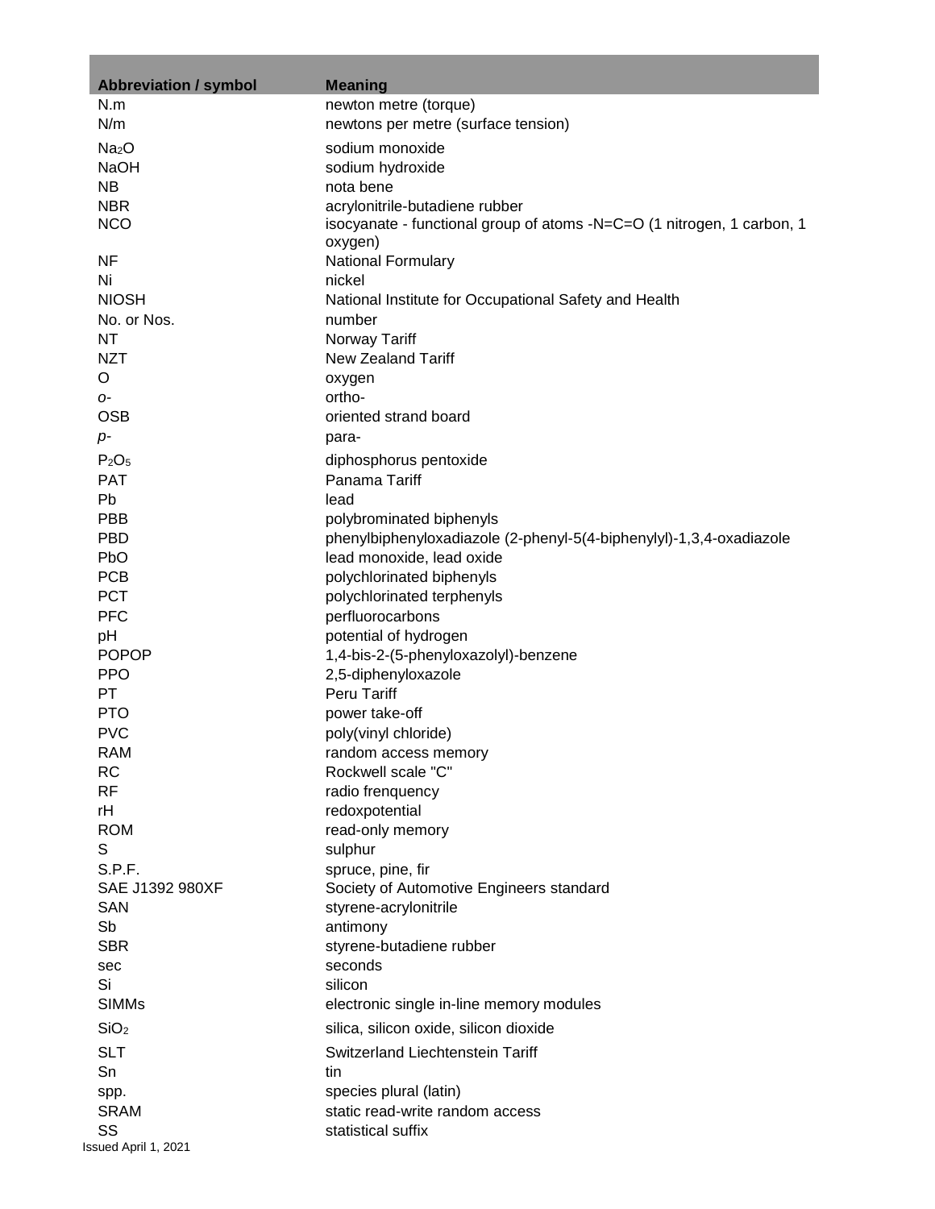| Abbreviation / symbol | Meaning |
| --- | --- |
| N.m | newton metre (torque) |
| N/m | newtons per metre (surface tension) |
| $Na_2O$ | sodium monoxide |
| NaOH | sodium hydroxide |
| NB | nota bene |
| NBR | acrylonitrile-butadiene rubber |
| NCO | isocyanate - functional group of atoms -N=C=O (1 nitrogen, 1 carbon, 1 oxygen) |
| NF | National Formulary |
| Ni | nickel |
| NIOSH | National Institute for Occupational Safety and Health |
| No. or Nos. | number |
| NT | Norway Tariff |
| NZT | New Zealand Tariff |
| O | oxygen |
| *o-* | ortho- |
| OSB | oriented strand board |
| *p-* | para- |
| $P_2O_5$ | diphosphorus pentoxide |
| PAT | Panama Tariff |
| Pb | lead |
| PBB | polybrominated biphenyls |
| PBD | phenylbiphenyloxadiazole (2-phenyl-5(4-biphenylyl)-1,3,4-oxadiazole |
| PbO | lead monoxide, lead oxide |
| PCB | polychlorinated biphenyls |
| PCT | polychlorinated terphenyls |
| PFC | perfluorocarbons |
| pH | potential of hydrogen |
| POPOP | 1,4-bis-2-(5-phenyloxazolyl)-benzene |
| PPO | 2,5-diphenyloxazole |
| PT | Peru Tariff |
| PTO | power take-off |
| PVC | poly(vinyl chloride) |
| RAM | random access memory |
| RC | Rockwell scale "C" |
| RF | radio frenquency |
| rH | redoxpotential |
| ROM | read-only memory |
| S | sulphur |
| S.P.F. | spruce, pine, fir |
| SAE J1392 980XF | Society of Automotive Engineers standard |
| SAN | styrene-acrylonitrile |
| Sb | antimony |
| SBR | styrene-butadiene rubber |
| sec | seconds |
| Si | silicon |
| SIMMs | electronic single in-line memory modules |
| $SiO_2$ | silica, silicon oxide, silicon dioxide |
| SLT | Switzerland Liechtenstein Tariff |
| Sn | tin |
| spp. | species plural (latin) |
| SRAM | static read-write random access |
| SS | statistical suffix |

Issued April 1, 2021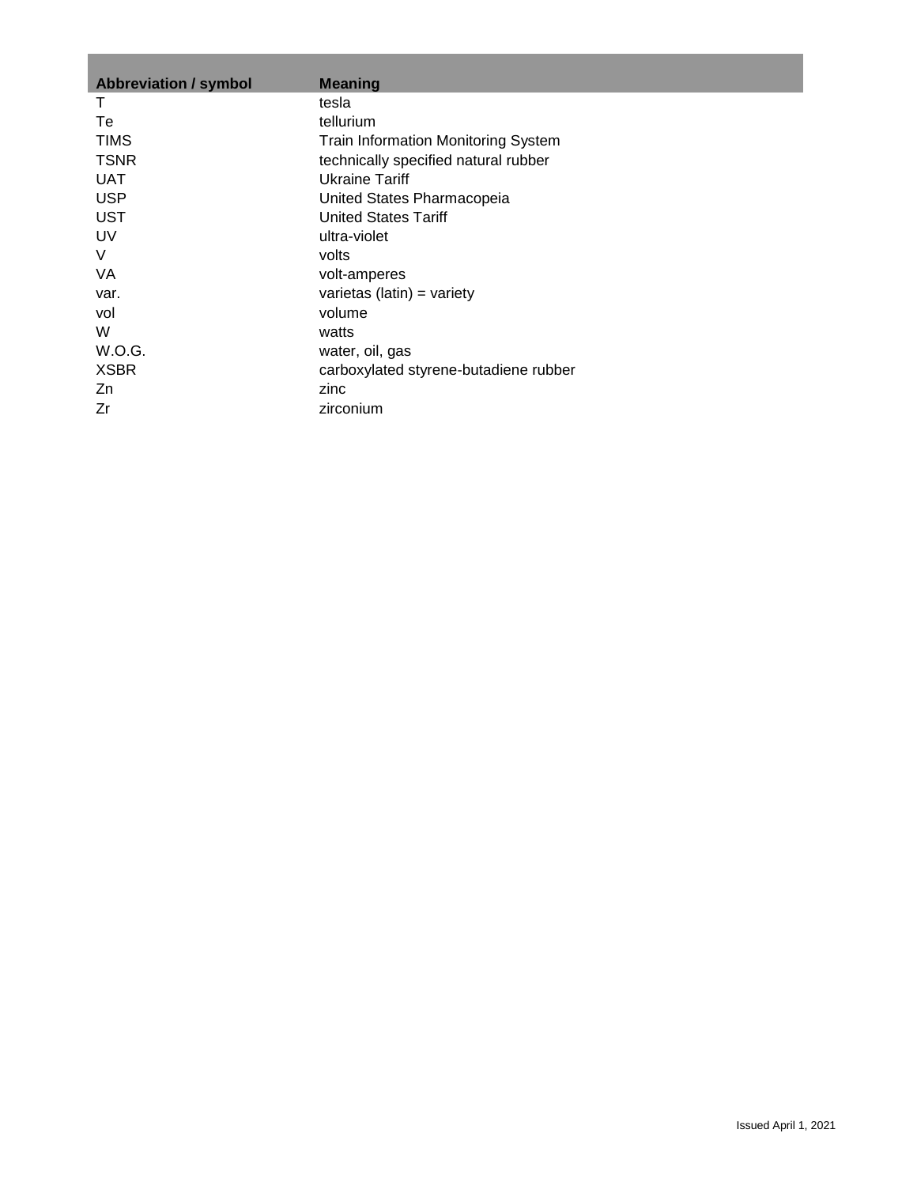| Abbreviation / symbol | Meaning |
| --- | --- |
| T | tesla |
| Te | tellurium |
| TIMS | Train Information Monitoring System |
| TSNR | technically specified natural rubber |
| UAT | Ukraine Tariff |
| USP | United States Pharmacopeia |
| UST | United States Tariff |
| UV | ultra-violet |
| V | volts |
| VA | volt-amperes |
| var. | varietas (latin) = variety |
| vol | volume |
| W | watts |
| W.O.G. | water, oil, gas |
| XSBR | carboxylated styrene-butadiene rubber |
| Zn | zinc |
| Zr | zirconium |

Issued April 1, 2021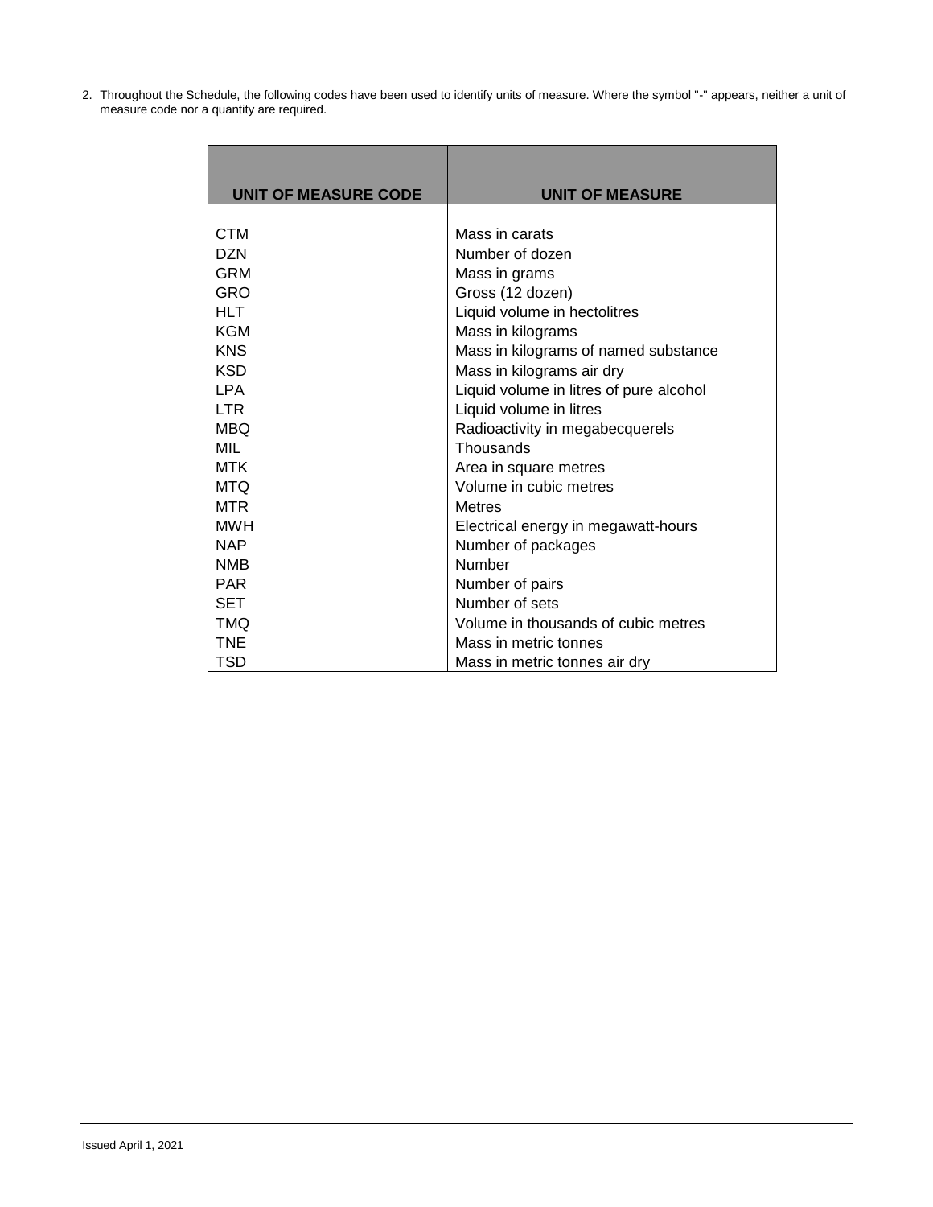2. Throughout the Schedule, the following codes have been used to identify units of measure. Where the symbol "-" appears, neither a unit of measure code nor a quantity are required.

| UNIT OF MEASURE CODE | UNIT OF MEASURE |
| --- | --- |
| CTM | Mass in carats |
| DZN | Number of dozen |
| GRM | Mass in grams |
| GRO | Gross (12 dozen) |
| HLT | Liquid volume in hectolitres |
| KGM | Mass in kilograms |
| KNS | Mass in kilograms of named substance |
| KSD | Mass in kilograms air dry |
| LPA | Liquid volume in litres of pure alcohol |
| LTR | Liquid volume in litres |
| MBQ | Radioactivity in megabecquerels |
| MIL | Thousands |
| MTK | Area in square metres |
| MTQ | Volume in cubic metres |
| MTR | Metres |
| MWH | Electrical energy in megawatt-hours |
| NAP | Number of packages |
| NMB | Number |
| PAR | Number of pairs |
| SET | Number of sets |
| TMQ | Volume in thousands of cubic metres |
| TNE | Mass in metric tonnes |
| TSD | Mass in metric tonnes air dry |